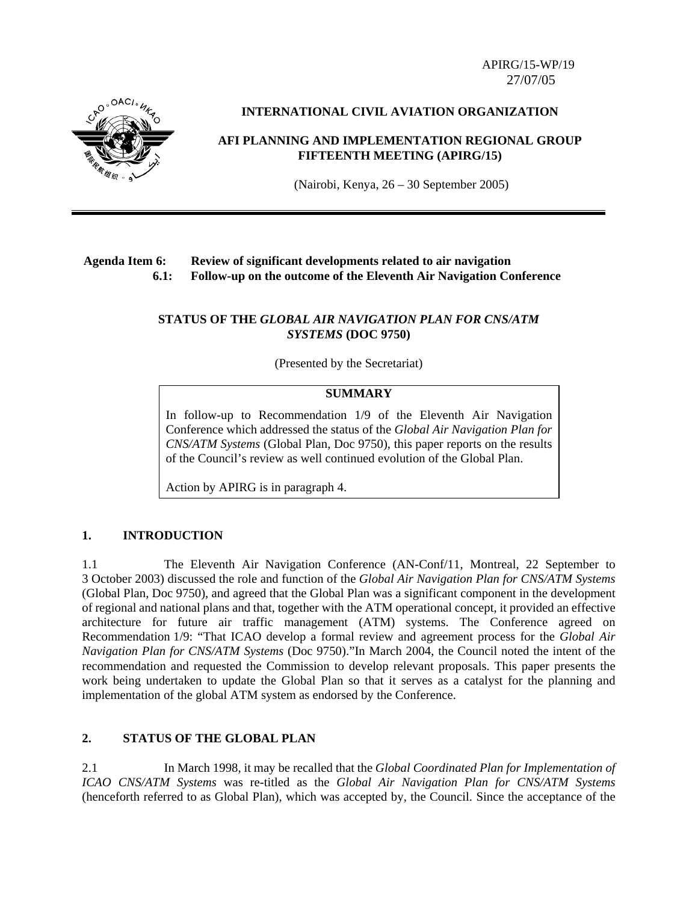APIRG/15-WP/19
27/07/05

**INTERNATIONAL CIVIL AVIATION ORGANIZATION**

**AFI PLANNING AND IMPLEMENTATION REGIONAL GROUP FIFTEENTH MEETING (APIRG/15)**

(Nairobi, Kenya, 26 – 30 September 2005)

---

**Agenda Item 6: Review of significant developments related to air navigation**
**6.1: Follow-up on the outcome of the Eleventh Air Navigation Conference**

**STATUS OF THE *GLOBAL AIR NAVIGATION PLAN FOR CNS/ATM SYSTEMS* (DOC 9750)**

(Presented by the Secretariat)

| SUMMARY |
|---|
| In follow-up to Recommendation 1/9 of the Eleventh Air Navigation Conference which addressed the status of the *Global Air Navigation Plan for CNS/ATM Systems* (Global Plan, Doc 9750), this paper reports on the results of the Council's review as well continued evolution of the Global Plan. <br><br> Action by APIRG is in paragraph 4. |

## 1. INTRODUCTION

1.1 The Eleventh Air Navigation Conference (AN-Conf/11, Montreal, 22 September to 3 October 2003) discussed the role and function of the *Global Air Navigation Plan for CNS/ATM Systems* (Global Plan, Doc 9750), and agreed that the Global Plan was a significant component in the development of regional and national plans and that, together with the ATM operational concept, it provided an effective architecture for future air traffic management (ATM) systems. The Conference agreed on Recommendation 1/9: "That ICAO develop a formal review and agreement process for the *Global Air Navigation Plan for CNS/ATM Systems* (Doc 9750)."In March 2004, the Council noted the intent of the recommendation and requested the Commission to develop relevant proposals. This paper presents the work being undertaken to update the Global Plan so that it serves as a catalyst for the planning and implementation of the global ATM system as endorsed by the Conference.

## 2. STATUS OF THE GLOBAL PLAN

2.1 In March 1998, it may be recalled that the *Global Coordinated Plan for Implementation of ICAO CNS/ATM Systems* was re-titled as the *Global Air Navigation Plan for CNS/ATM Systems* (henceforth referred to as Global Plan), which was accepted by, the Council. Since the acceptance of the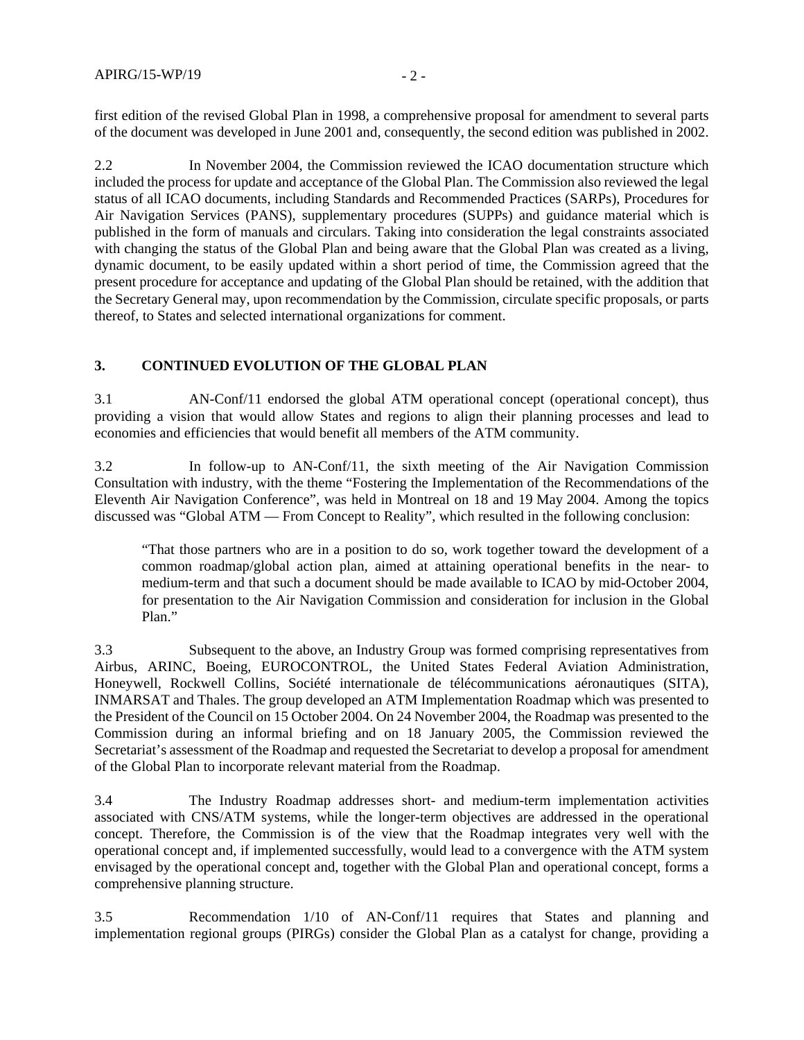first edition of the revised Global Plan in 1998, a comprehensive proposal for amendment to several parts of the document was developed in June 2001 and, consequently, the second edition was published in 2002.

2.2 In November 2004, the Commission reviewed the ICAO documentation structure which included the process for update and acceptance of the Global Plan. The Commission also reviewed the legal status of all ICAO documents, including Standards and Recommended Practices (SARPs), Procedures for Air Navigation Services (PANS), supplementary procedures (SUPPs) and guidance material which is published in the form of manuals and circulars. Taking into consideration the legal constraints associated with changing the status of the Global Plan and being aware that the Global Plan was created as a living, dynamic document, to be easily updated within a short period of time, the Commission agreed that the present procedure for acceptance and updating of the Global Plan should be retained, with the addition that the Secretary General may, upon recommendation by the Commission, circulate specific proposals, or parts thereof, to States and selected international organizations for comment.

## 3. CONTINUED EVOLUTION OF THE GLOBAL PLAN

3.1 AN-Conf/11 endorsed the global ATM operational concept (operational concept), thus providing a vision that would allow States and regions to align their planning processes and lead to economies and efficiencies that would benefit all members of the ATM community.

3.2 In follow-up to AN-Conf/11, the sixth meeting of the Air Navigation Commission Consultation with industry, with the theme "Fostering the Implementation of the Recommendations of the Eleventh Air Navigation Conference", was held in Montreal on 18 and 19 May 2004. Among the topics discussed was "Global ATM — From Concept to Reality", which resulted in the following conclusion:

> "That those partners who are in a position to do so, work together toward the development of a common roadmap/global action plan, aimed at attaining operational benefits in the near- to medium-term and that such a document should be made available to ICAO by mid-October 2004, for presentation to the Air Navigation Commission and consideration for inclusion in the Global Plan."

3.3 Subsequent to the above, an Industry Group was formed comprising representatives from Airbus, ARINC, Boeing, EUROCONTROL, the United States Federal Aviation Administration, Honeywell, Rockwell Collins, Société internationale de télécommunications aéronautiques (SITA), INMARSAT and Thales. The group developed an ATM Implementation Roadmap which was presented to the President of the Council on 15 October 2004. On 24 November 2004, the Roadmap was presented to the Commission during an informal briefing and on 18 January 2005, the Commission reviewed the Secretariat's assessment of the Roadmap and requested the Secretariat to develop a proposal for amendment of the Global Plan to incorporate relevant material from the Roadmap.

3.4 The Industry Roadmap addresses short- and medium-term implementation activities associated with CNS/ATM systems, while the longer-term objectives are addressed in the operational concept. Therefore, the Commission is of the view that the Roadmap integrates very well with the operational concept and, if implemented successfully, would lead to a convergence with the ATM system envisaged by the operational concept and, together with the Global Plan and operational concept, forms a comprehensive planning structure.

3.5 Recommendation 1/10 of AN-Conf/11 requires that States and planning and implementation regional groups (PIRGs) consider the Global Plan as a catalyst for change, providing a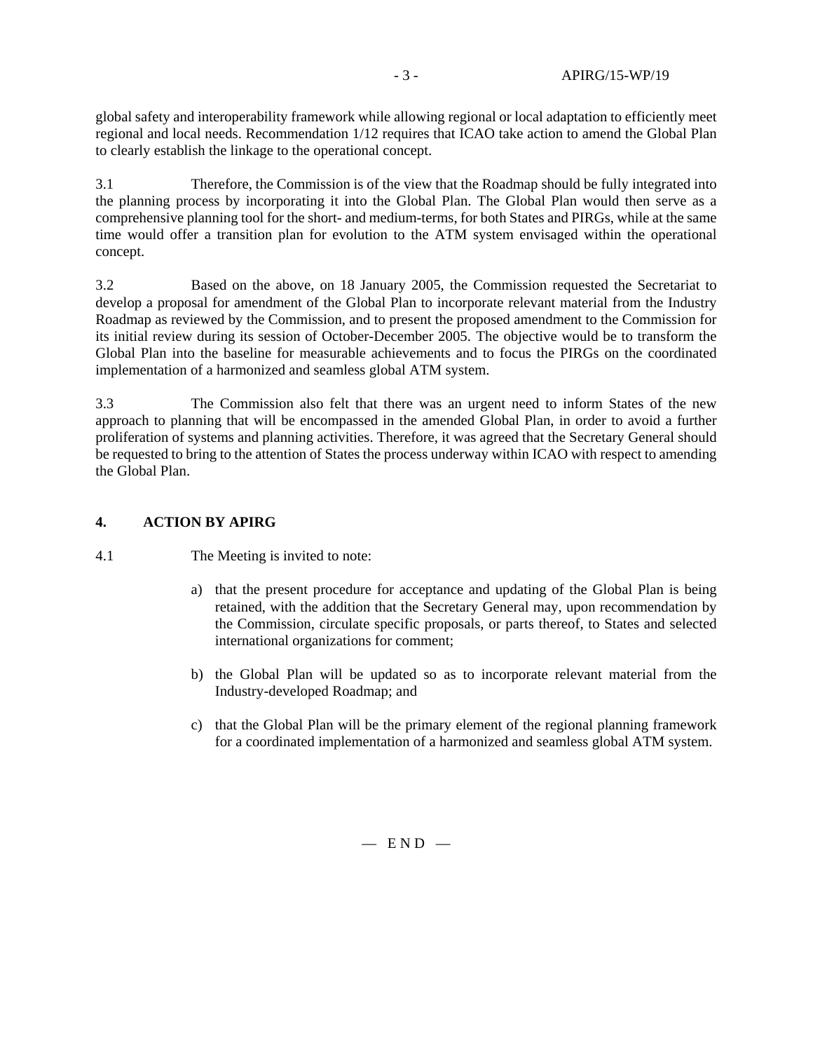global safety and interoperability framework while allowing regional or local adaptation to efficiently meet regional and local needs. Recommendation 1/12 requires that ICAO take action to amend the Global Plan to clearly establish the linkage to the operational concept.

3.1 Therefore, the Commission is of the view that the Roadmap should be fully integrated into the planning process by incorporating it into the Global Plan. The Global Plan would then serve as a comprehensive planning tool for the short- and medium-terms, for both States and PIRGs, while at the same time would offer a transition plan for evolution to the ATM system envisaged within the operational concept.

3.2 Based on the above, on 18 January 2005, the Commission requested the Secretariat to develop a proposal for amendment of the Global Plan to incorporate relevant material from the Industry Roadmap as reviewed by the Commission, and to present the proposed amendment to the Commission for its initial review during its session of October-December 2005. The objective would be to transform the Global Plan into the baseline for measurable achievements and to focus the PIRGs on the coordinated implementation of a harmonized and seamless global ATM system.

3.3 The Commission also felt that there was an urgent need to inform States of the new approach to planning that will be encompassed in the amended Global Plan, in order to avoid a further proliferation of systems and planning activities. Therefore, it was agreed that the Secretary General should be requested to bring to the attention of States the process underway within ICAO with respect to amending the Global Plan.

## 4. ACTION BY APIRG

4.1 The Meeting is invited to note:

a) that the present procedure for acceptance and updating of the Global Plan is being retained, with the addition that the Secretary General may, upon recommendation by the Commission, circulate specific proposals, or parts thereof, to States and selected international organizations for comment;

b) the Global Plan will be updated so as to incorporate relevant material from the Industry-developed Roadmap; and

c) that the Global Plan will be the primary element of the regional planning framework for a coordinated implementation of a harmonized and seamless global ATM system.

— END —